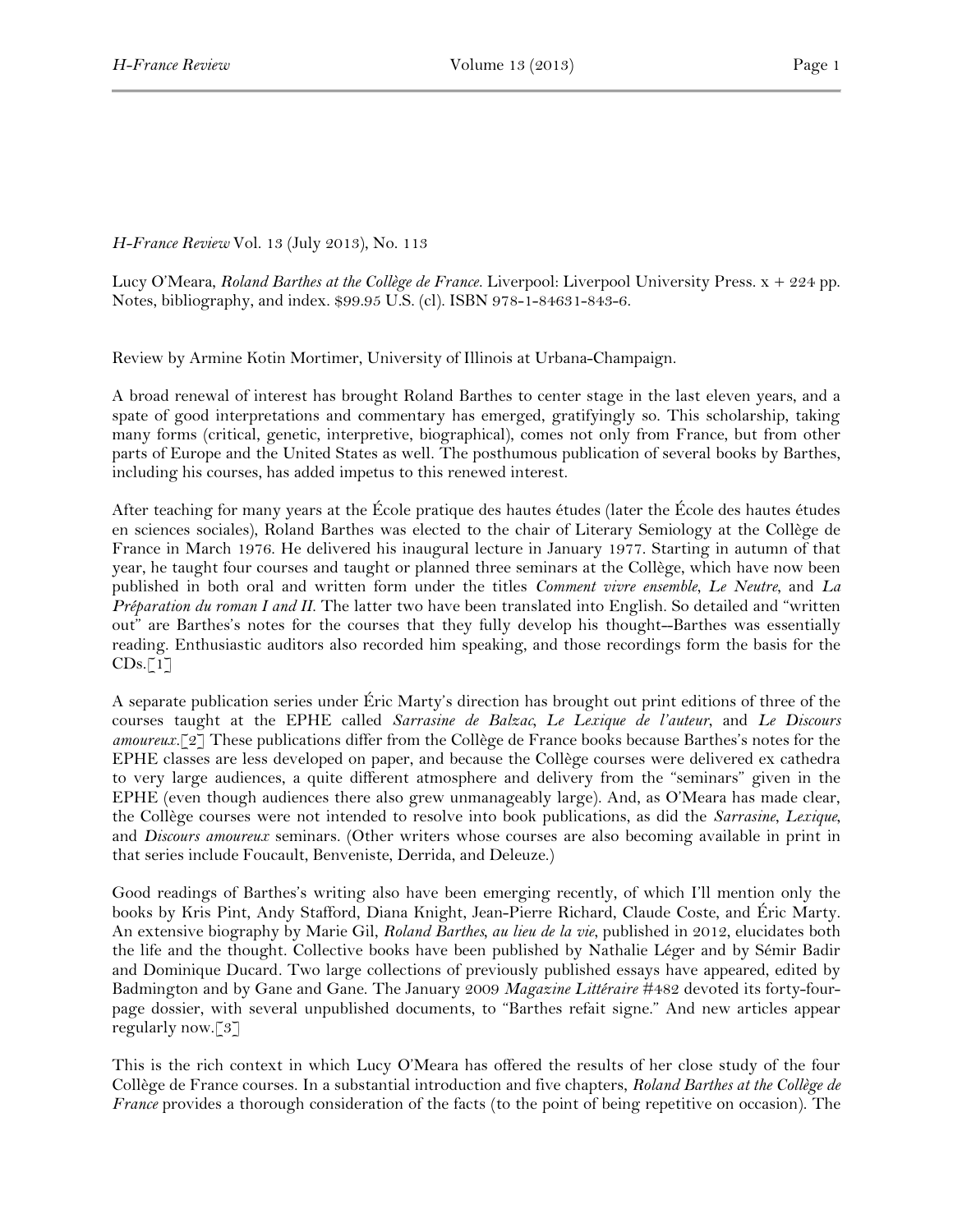*H-France Review* Vol. 13 (July 2013), No. 113

Lucy O'Meara, *Roland Barthes at the Collège de France*. Liverpool: Liverpool University Press. x + 224 pp. Notes, bibliography, and index. $99.95 U.S. (cl). ISBN 978-1-84631-843-6.

Review by Armine Kotin Mortimer, University of Illinois at Urbana-Champaign.

A broad renewal of interest has brought Roland Barthes to center stage in the last eleven years, and a spate of good interpretations and commentary has emerged, gratifyingly so. This scholarship, taking many forms (critical, genetic, interpretive, biographical), comes not only from France, but from other parts of Europe and the United States as well. The posthumous publication of several books by Barthes, including his courses, has added impetus to this renewed interest.

After teaching for many years at the École pratique des hautes études (later the École des hautes études en sciences sociales), Roland Barthes was elected to the chair of Literary Semiology at the Collège de France in March 1976. He delivered his inaugural lecture in January 1977. Starting in autumn of that year, he taught four courses and taught or planned three seminars at the Collège, which have now been published in both oral and written form under the titles *Comment vivre ensemble*, *Le Neutre*, and *La Préparation du roman I and II*. The latter two have been translated into English. So detailed and "written out" are Barthes's notes for the courses that they fully develop his thought--Barthes was essentially reading. Enthusiastic auditors also recorded him speaking, and those recordings form the basis for the CDs.[1]

A separate publication series under Éric Marty's direction has brought out print editions of three of the courses taught at the EPHE called *Sarrasine de Balzac*, *Le Lexique de l'auteur*, and *Le Discours amoureux*.[2] These publications differ from the Collège de France books because Barthes's notes for the EPHE classes are less developed on paper, and because the Collège courses were delivered ex cathedra to very large audiences, a quite different atmosphere and delivery from the "seminars" given in the EPHE (even though audiences there also grew unmanageably large). And, as O'Meara has made clear, the Collège courses were not intended to resolve into book publications, as did the *Sarrasine*, *Lexique*, and *Discours amoureux* seminars. (Other writers whose courses are also becoming available in print in that series include Foucault, Benveniste, Derrida, and Deleuze.)

Good readings of Barthes's writing also have been emerging recently, of which I'll mention only the books by Kris Pint, Andy Stafford, Diana Knight, Jean-Pierre Richard, Claude Coste, and Éric Marty. An extensive biography by Marie Gil, *Roland Barthes, au lieu de la vie*, published in 2012, elucidates both the life and the thought. Collective books have been published by Nathalie Léger and by Sémir Badir and Dominique Ducard. Two large collections of previously published essays have appeared, edited by Badmington and by Gane and Gane. The January 2009 *Magazine Littéraire* #482 devoted its forty-four-page dossier, with several unpublished documents, to "Barthes refait signe." And new articles appear regularly now.[3]

This is the rich context in which Lucy O'Meara has offered the results of her close study of the four Collège de France courses. In a substantial introduction and five chapters, *Roland Barthes at the Collège de France* provides a thorough consideration of the facts (to the point of being repetitive on occasion). The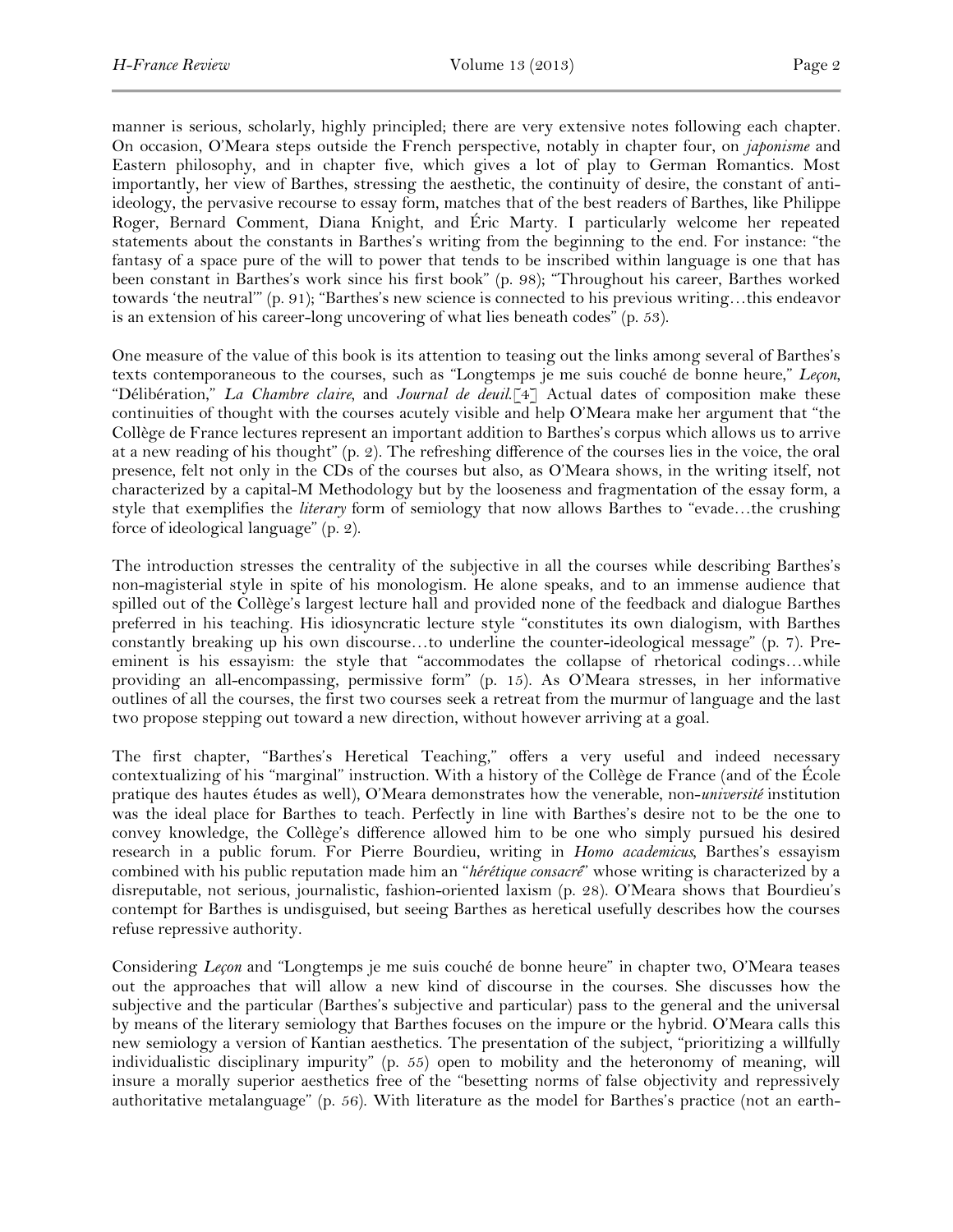manner is serious, scholarly, highly principled; there are very extensive notes following each chapter. On occasion, O'Meara steps outside the French perspective, notably in chapter four, on *japonisme* and Eastern philosophy, and in chapter five, which gives a lot of play to German Romantics. Most importantly, her view of Barthes, stressing the aesthetic, the continuity of desire, the constant of anti-ideology, the pervasive recourse to essay form, matches that of the best readers of Barthes, like Philippe Roger, Bernard Comment, Diana Knight, and Éric Marty. I particularly welcome her repeated statements about the constants in Barthes's writing from the beginning to the end. For instance: "the fantasy of a space pure of the will to power that tends to be inscribed within language is one that has been constant in Barthes's work since his first book" (p. 98); "Throughout his career, Barthes worked towards 'the neutral'" (p. 91); "Barthes's new science is connected to his previous writing…this endeavor is an extension of his career-long uncovering of what lies beneath codes" (p. 53).

One measure of the value of this book is its attention to teasing out the links among several of Barthes's texts contemporaneous to the courses, such as "Longtemps je me suis couché de bonne heure," *Leçon*, "Délibération," *La Chambre claire*, and *Journal de deuil*.[4] Actual dates of composition make these continuities of thought with the courses acutely visible and help O'Meara make her argument that "the Collège de France lectures represent an important addition to Barthes's corpus which allows us to arrive at a new reading of his thought" (p. 2). The refreshing difference of the courses lies in the voice, the oral presence, felt not only in the CDs of the courses but also, as O'Meara shows, in the writing itself, not characterized by a capital-M Methodology but by the looseness and fragmentation of the essay form, a style that exemplifies the *literary* form of semiology that now allows Barthes to "evade…the crushing force of ideological language" (p. 2).

The introduction stresses the centrality of the subjective in all the courses while describing Barthes's non-magisterial style in spite of his monologism. He alone speaks, and to an immense audience that spilled out of the Collège's largest lecture hall and provided none of the feedback and dialogue Barthes preferred in his teaching. His idiosyncratic lecture style "constitutes its own dialogism, with Barthes constantly breaking up his own discourse…to underline the counter-ideological message" (p. 7). Pre-eminent is his essayism: the style that "accommodates the collapse of rhetorical codings…while providing an all-encompassing, permissive form" (p. 15). As O'Meara stresses, in her informative outlines of all the courses, the first two courses seek a retreat from the murmur of language and the last two propose stepping out toward a new direction, without however arriving at a goal.

The first chapter, "Barthes's Heretical Teaching," offers a very useful and indeed necessary contextualizing of his "marginal" instruction. With a history of the Collège de France (and of the École pratique des hautes études as well), O'Meara demonstrates how the venerable, non-*université* institution was the ideal place for Barthes to teach. Perfectly in line with Barthes's desire not to be the one to convey knowledge, the Collège's difference allowed him to be one who simply pursued his desired research in a public forum. For Pierre Bourdieu, writing in *Homo academicus*, Barthes's essayism combined with his public reputation made him an "*hérétique consacré*" whose writing is characterized by a disreputable, not serious, journalistic, fashion-oriented laxism (p. 28). O'Meara shows that Bourdieu's contempt for Barthes is undisguised, but seeing Barthes as heretical usefully describes how the courses refuse repressive authority.

Considering *Leçon* and "Longtemps je me suis couché de bonne heure" in chapter two, O'Meara teases out the approaches that will allow a new kind of discourse in the courses. She discusses how the subjective and the particular (Barthes's subjective and particular) pass to the general and the universal by means of the literary semiology that Barthes focuses on the impure or the hybrid. O'Meara calls this new semiology a version of Kantian aesthetics. The presentation of the subject, "prioritizing a willfully individualistic disciplinary impurity" (p. 55) open to mobility and the heteronomy of meaning, will insure a morally superior aesthetics free of the "besetting norms of false objectivity and repressively authoritative metalanguage" (p. 56). With literature as the model for Barthes's practice (not an earth-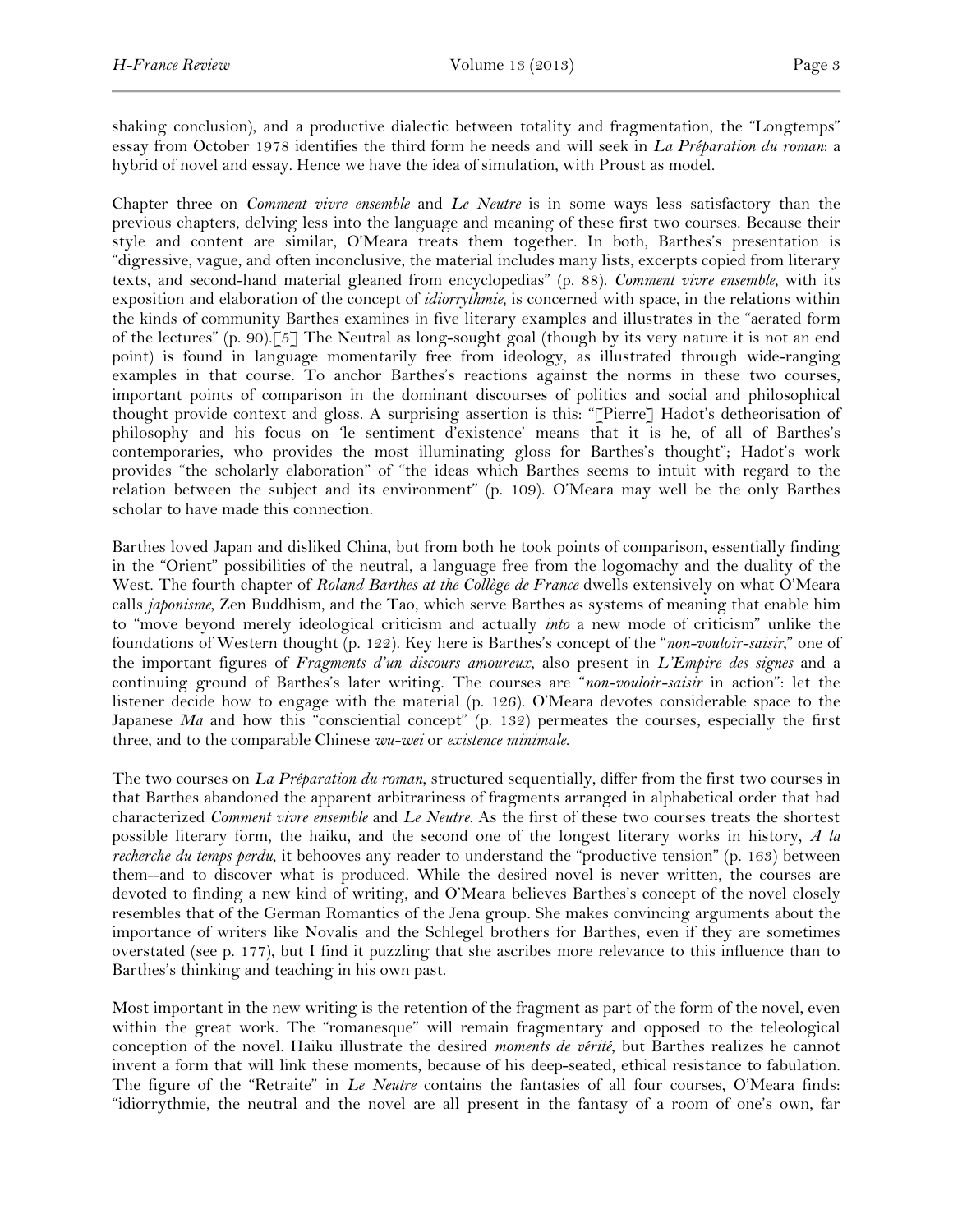shaking conclusion), and a productive dialectic between totality and fragmentation, the "Longtemps" essay from October 1978 identifies the third form he needs and will seek in *La Préparation du roman*: a hybrid of novel and essay. Hence we have the idea of simulation, with Proust as model.

Chapter three on *Comment vivre ensemble* and *Le Neutre* is in some ways less satisfactory than the previous chapters, delving less into the language and meaning of these first two courses. Because their style and content are similar, O'Meara treats them together. In both, Barthes's presentation is "digressive, vague, and often inconclusive, the material includes many lists, excerpts copied from literary texts, and second-hand material gleaned from encyclopedias" (p. 88). *Comment vivre ensemble*, with its exposition and elaboration of the concept of *idiorrythmie*, is concerned with space, in the relations within the kinds of community Barthes examines in five literary examples and illustrates in the "aerated form of the lectures" (p. 90).[5] The Neutral as long-sought goal (though by its very nature it is not an end point) is found in language momentarily free from ideology, as illustrated through wide-ranging examples in that course. To anchor Barthes's reactions against the norms in these two courses, important points of comparison in the dominant discourses of politics and social and philosophical thought provide context and gloss. A surprising assertion is this: "[Pierre] Hadot's detheorisation of philosophy and his focus on 'le sentiment d'existence' means that it is he, of all of Barthes's contemporaries, who provides the most illuminating gloss for Barthes's thought"; Hadot's work provides "the scholarly elaboration" of "the ideas which Barthes seems to intuit with regard to the relation between the subject and its environment" (p. 109). O'Meara may well be the only Barthes scholar to have made this connection.

Barthes loved Japan and disliked China, but from both he took points of comparison, essentially finding in the "Orient" possibilities of the neutral, a language free from the logomachy and the duality of the West. The fourth chapter of *Roland Barthes at the Collège de France* dwells extensively on what O'Meara calls *japonisme*, Zen Buddhism, and the Tao, which serve Barthes as systems of meaning that enable him to "move beyond merely ideological criticism and actually *into* a new mode of criticism" unlike the foundations of Western thought (p. 122). Key here is Barthes's concept of the "*non-vouloir-saisir*," one of the important figures of *Fragments d'un discours amoureux*, also present in *L'Empire des signes* and a continuing ground of Barthes's later writing. The courses are "*non-vouloir-saisir* in action": let the listener decide how to engage with the material (p. 126). O'Meara devotes considerable space to the Japanese *Ma* and how this "consciential concept" (p. 132) permeates the courses, especially the first three, and to the comparable Chinese *wu-wei* or *existence minimale*.

The two courses on *La Préparation du roman*, structured sequentially, differ from the first two courses in that Barthes abandoned the apparent arbitrariness of fragments arranged in alphabetical order that had characterized *Comment vivre ensemble* and *Le Neutre*. As the first of these two courses treats the shortest possible literary form, the haiku, and the second one of the longest literary works in history, *A la recherche du temps perdu*, it behooves any reader to understand the "productive tension" (p. 163) between them--and to discover what is produced. While the desired novel is never written, the courses are devoted to finding a new kind of writing, and O'Meara believes Barthes's concept of the novel closely resembles that of the German Romantics of the Jena group. She makes convincing arguments about the importance of writers like Novalis and the Schlegel brothers for Barthes, even if they are sometimes overstated (see p. 177), but I find it puzzling that she ascribes more relevance to this influence than to Barthes's thinking and teaching in his own past.

Most important in the new writing is the retention of the fragment as part of the form of the novel, even within the great work. The "romanesque" will remain fragmentary and opposed to the teleological conception of the novel. Haiku illustrate the desired *moments de vérité*, but Barthes realizes he cannot invent a form that will link these moments, because of his deep-seated, ethical resistance to fabulation. The figure of the "Retraite" in *Le Neutre* contains the fantasies of all four courses, O'Meara finds: "idiorrythmie, the neutral and the novel are all present in the fantasy of a room of one's own, far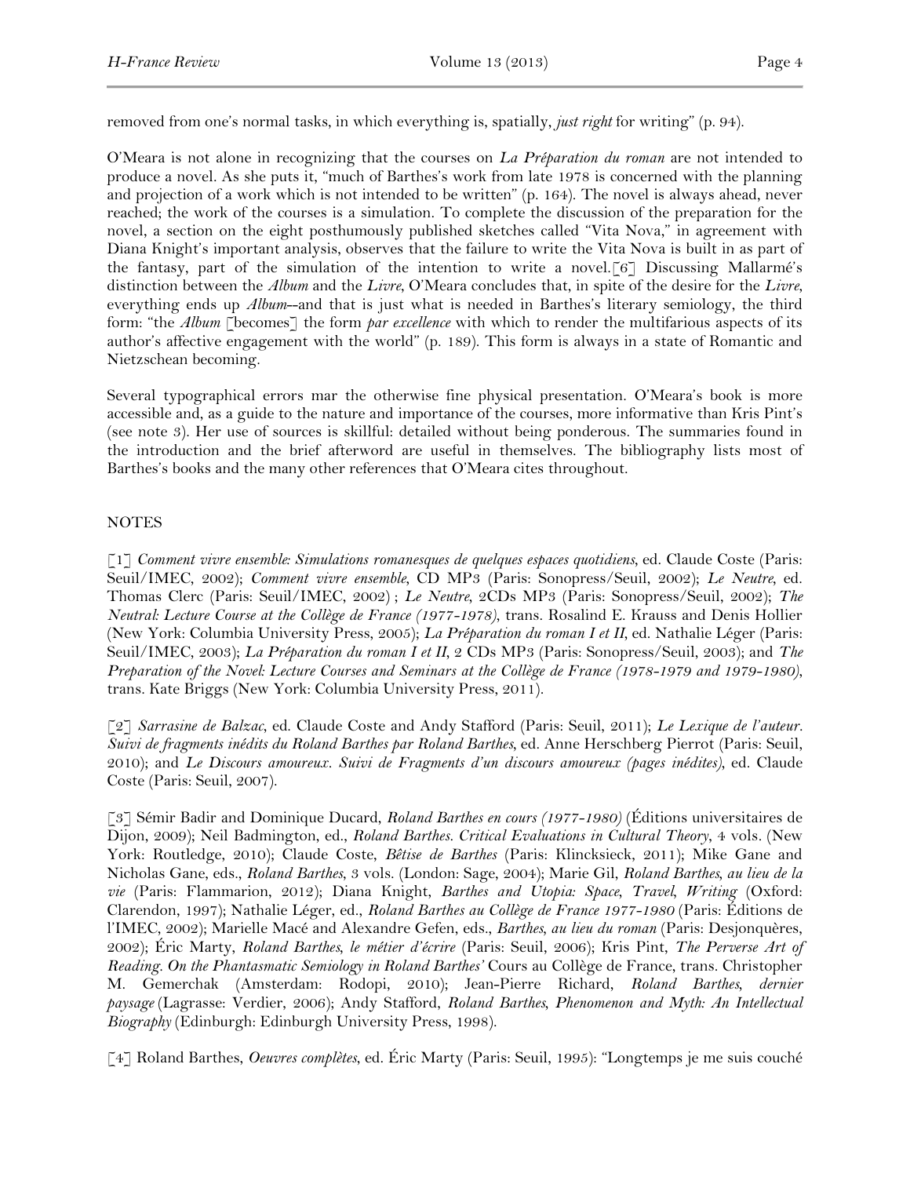removed from one's normal tasks, in which everything is, spatially, *just right* for writing" (p. 94).

O'Meara is not alone in recognizing that the courses on *La Préparation du roman* are not intended to produce a novel. As she puts it, "much of Barthes's work from late 1978 is concerned with the planning and projection of a work which is not intended to be written" (p. 164). The novel is always ahead, never reached; the work of the courses is a simulation. To complete the discussion of the preparation for the novel, a section on the eight posthumously published sketches called "Vita Nova," in agreement with Diana Knight's important analysis, observes that the failure to write the Vita Nova is built in as part of the fantasy, part of the simulation of the intention to write a novel.[6] Discussing Mallarmé's distinction between the *Album* and the *Livre*, O'Meara concludes that, in spite of the desire for the *Livre*, everything ends up *Album*--and that is just what is needed in Barthes's literary semiology, the third form: "the *Album* [becomes] the form *par excellence* with which to render the multifarious aspects of its author's affective engagement with the world" (p. 189). This form is always in a state of Romantic and Nietzschean becoming.

Several typographical errors mar the otherwise fine physical presentation. O'Meara's book is more accessible and, as a guide to the nature and importance of the courses, more informative than Kris Pint's (see note 3). Her use of sources is skillful: detailed without being ponderous. The summaries found in the introduction and the brief afterword are useful in themselves. The bibliography lists most of Barthes's books and the many other references that O'Meara cites throughout.

NOTES

[1] *Comment vivre ensemble: Simulations romanesques de quelques espaces quotidiens*, ed. Claude Coste (Paris: Seuil/IMEC, 2002); *Comment vivre ensemble*, CD MP3 (Paris: Sonopress/Seuil, 2002); *Le Neutre*, ed. Thomas Clerc (Paris: Seuil/IMEC, 2002) ; *Le Neutre*, 2CDs MP3 (Paris: Sonopress/Seuil, 2002); *The Neutral: Lecture Course at the Collège de France (1977-1978)*, trans. Rosalind E. Krauss and Denis Hollier (New York: Columbia University Press, 2005); *La Préparation du roman I et II*, ed. Nathalie Léger (Paris: Seuil/IMEC, 2003); *La Préparation du roman I et II*, 2 CDs MP3 (Paris: Sonopress/Seuil, 2003); and *The Preparation of the Novel: Lecture Courses and Seminars at the Collège de France (1978-1979 and 1979-1980)*, trans. Kate Briggs (New York: Columbia University Press, 2011).

[2] *Sarrasine de Balzac*, ed. Claude Coste and Andy Stafford (Paris: Seuil, 2011); *Le Lexique de l'auteur. Suivi de fragments inédits du Roland Barthes par Roland Barthes*, ed. Anne Herschberg Pierrot (Paris: Seuil, 2010); and *Le Discours amoureux. Suivi de Fragments d'un discours amoureux (pages inédites)*, ed. Claude Coste (Paris: Seuil, 2007).

[3] Sémir Badir and Dominique Ducard, *Roland Barthes en cours (1977-1980)* (Éditions universitaires de Dijon, 2009); Neil Badmington, ed., *Roland Barthes. Critical Evaluations in Cultural Theory*, 4 vols. (New York: Routledge, 2010); Claude Coste, *Bêtise de Barthes* (Paris: Klincksieck, 2011); Mike Gane and Nicholas Gane, eds., *Roland Barthes*, 3 vols. (London: Sage, 2004); Marie Gil, *Roland Barthes, au lieu de la vie* (Paris: Flammarion, 2012); Diana Knight, *Barthes and Utopia: Space, Travel, Writing* (Oxford: Clarendon, 1997); Nathalie Léger, ed., *Roland Barthes au Collège de France 1977-1980* (Paris: Éditions de l'IMEC, 2002); Marielle Macé and Alexandre Gefen, eds., *Barthes, au lieu du roman* (Paris: Desjonquères, 2002); Éric Marty, *Roland Barthes, le métier d'écrire* (Paris: Seuil, 2006); Kris Pint, *The Perverse Art of Reading. On the Phantasmatic Semiology in Roland Barthes'* Cours au Collège de France, trans. Christopher M. Gemerchak (Amsterdam: Rodopi, 2010); Jean-Pierre Richard, *Roland Barthes, dernier paysage* (Lagrasse: Verdier, 2006); Andy Stafford, *Roland Barthes, Phenomenon and Myth: An Intellectual Biography* (Edinburgh: Edinburgh University Press, 1998).

[4] Roland Barthes, *Oeuvres complètes*, ed. Éric Marty (Paris: Seuil, 1995): "Longtemps je me suis couché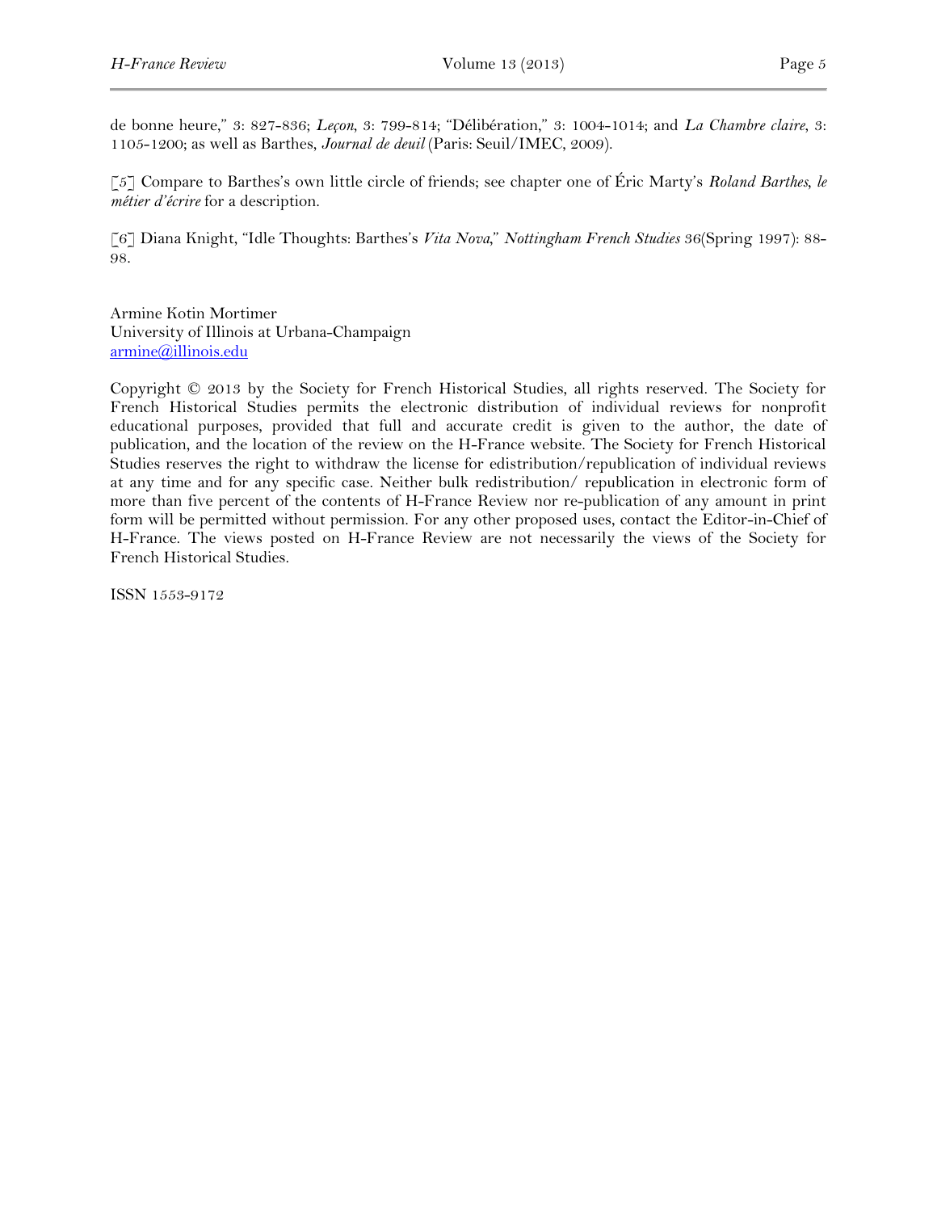de bonne heure," 3: 827-836; *Leçon*, 3: 799-814; "Délibération," 3: 1004-1014; and *La Chambre claire*, 3: 1105-1200; as well as Barthes, *Journal de deuil* (Paris: Seuil/IMEC, 2009).

[5] Compare to Barthes's own little circle of friends; see chapter one of Éric Marty's *Roland Barthes, le métier d'écrire* for a description.

[6] Diana Knight, "Idle Thoughts: Barthes's *Vita Nova*," *Nottingham French Studies* 36(Spring 1997): 88-98.

Armine Kotin Mortimer
University of Illinois at Urbana-Champaign
armine@illinois.edu

Copyright © 2013 by the Society for French Historical Studies, all rights reserved. The Society for French Historical Studies permits the electronic distribution of individual reviews for nonprofit educational purposes, provided that full and accurate credit is given to the author, the date of publication, and the location of the review on the H-France website. The Society for French Historical Studies reserves the right to withdraw the license for edistribution/republication of individual reviews at any time and for any specific case. Neither bulk redistribution/ republication in electronic form of more than five percent of the contents of H-France Review nor re-publication of any amount in print form will be permitted without permission. For any other proposed uses, contact the Editor-in-Chief of H-France. The views posted on H-France Review are not necessarily the views of the Society for French Historical Studies.

ISSN 1553-9172